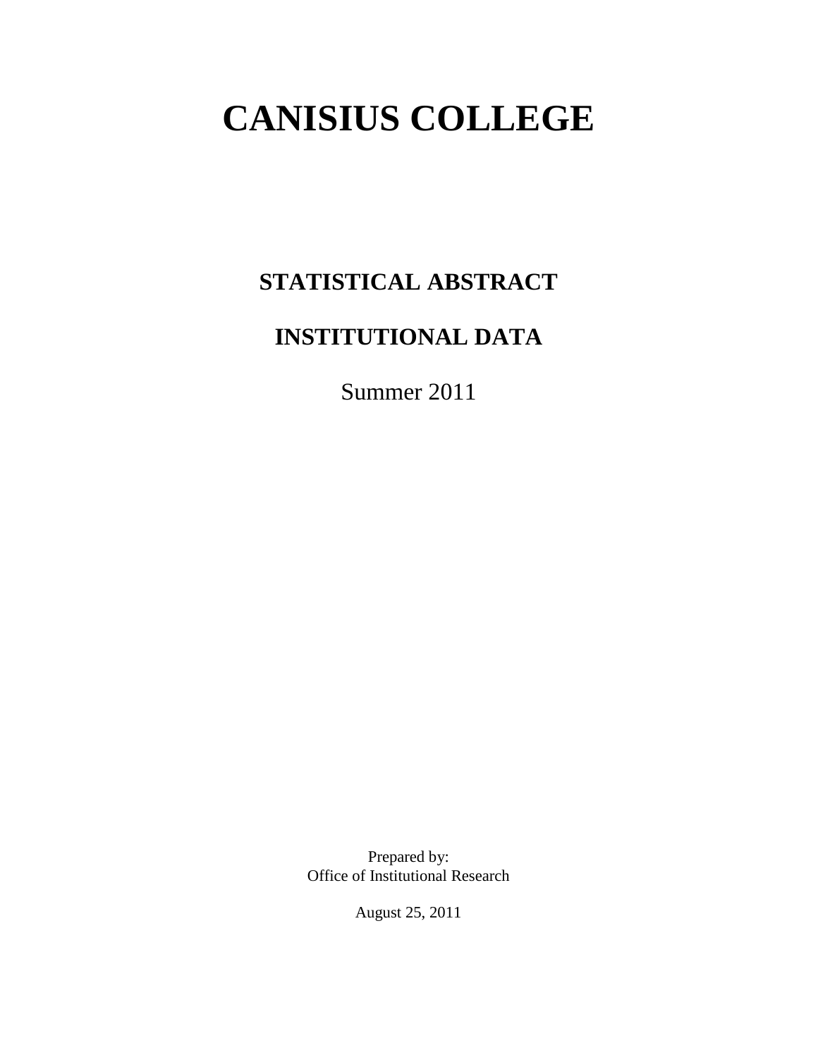# CANISIUS COLLEGE

## STATISTICAL ABSTRACT

## INSTITUTIONAL DATA

Summer 2011

Prepared by:
Office of Institutional Research

August 25, 2011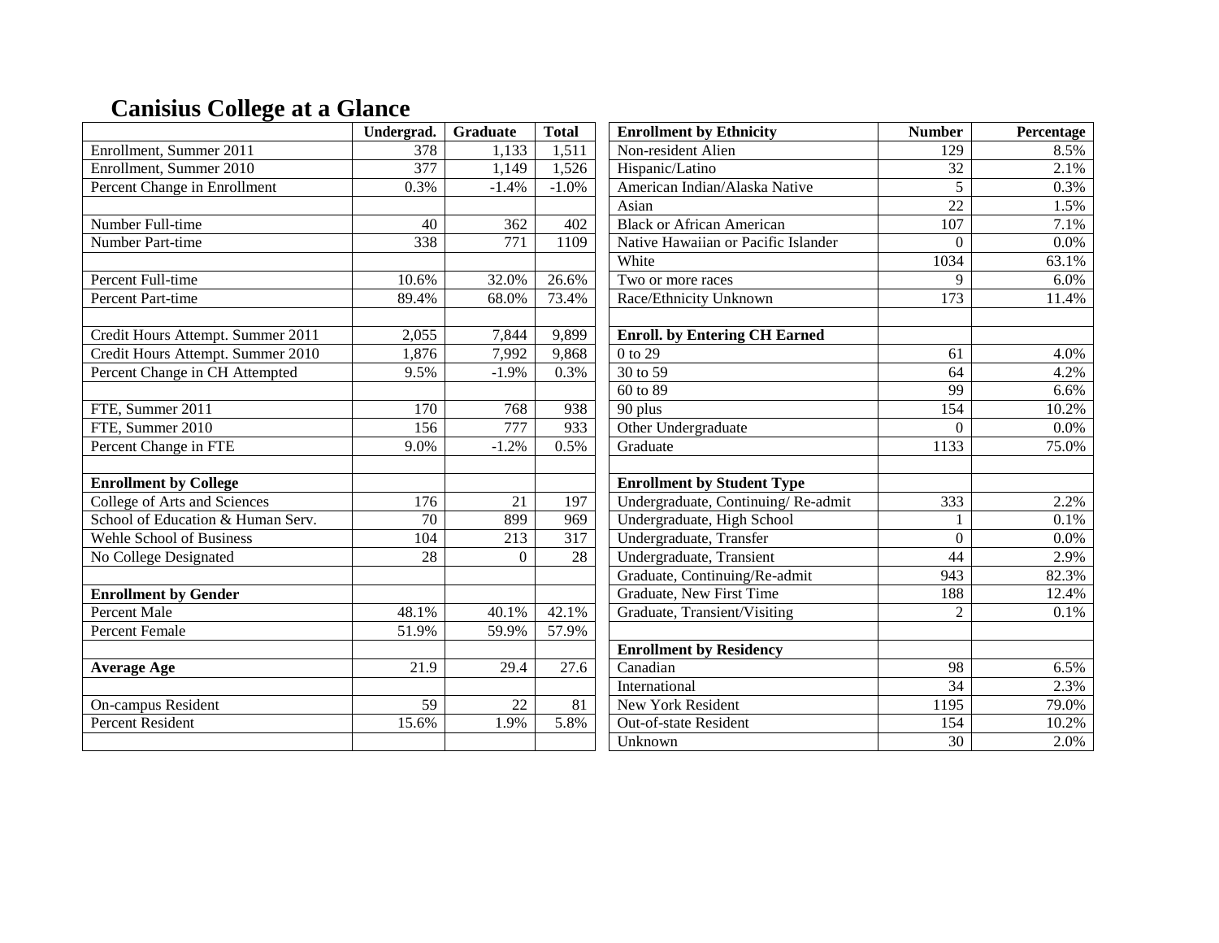# Canisius College at a Glance

| | Undergrad. | Graduate | Total |
|---|---|---|---|
| Enrollment, Summer 2011 | 378 | 1,133 | 1,511 |
| Enrollment, Summer 2010 | 377 | 1,149 | 1,526 |
| Percent Change in Enrollment | 0.3% | -1.4% | -1.0% |
| | | | |
| Number Full-time | 40 | 362 | 402 |
| Number Part-time | 338 | 771 | 1109 |
| | | | |
| Percent Full-time | 10.6% | 32.0% | 26.6% |
| Percent Part-time | 89.4% | 68.0% | 73.4% |
| | | | |
| Credit Hours Attempt. Summer 2011 | 2,055 | 7,844 | 9,899 |
| Credit Hours Attempt. Summer 2010 | 1,876 | 7,992 | 9,868 |
| Percent Change in CH Attempted | 9.5% | -1.9% | 0.3% |
| | | | |
| FTE, Summer 2011 | 170 | 768 | 938 |
| FTE, Summer 2010 | 156 | 777 | 933 |
| Percent Change in FTE | 9.0% | -1.2% | 0.5% |
| | | | |
| **Enrollment by College** | | | |
| College of Arts and Sciences | 176 | 21 | 197 |
| School of Education & Human Serv. | 70 | 899 | 969 |
| Wehle School of Business | 104 | 213 | 317 |
| No College Designated | 28 | 0 | 28 |
| | | | |
| **Enrollment by Gender** | | | |
| Percent Male | 48.1% | 40.1% | 42.1% |
| Percent Female | 51.9% | 59.9% | 57.9% |
| | | | |
| **Average Age** | 21.9 | 29.4 | 27.6 |
| | | | |
| On-campus Resident | 59 | 22 | 81 |
| Percent Resident | 15.6% | 1.9% | 5.8% |

| Enrollment by Ethnicity | Number | Percentage |
|---|---|---|
| Non-resident Alien | 129 | 8.5% |
| Hispanic/Latino | 32 | 2.1% |
| American Indian/Alaska Native | 5 | 0.3% |
| Asian | 22 | 1.5% |
| Black or African American | 107 | 7.1% |
| Native Hawaiian or Pacific Islander | 0 | 0.0% |
| White | 1034 | 63.1% |
| Two or more races | 9 | 6.0% |
| Race/Ethnicity Unknown | 173 | 11.4% |
| | | |
| **Enroll. by Entering CH Earned** | | |
| 0 to 29 | 61 | 4.0% |
| 30 to 59 | 64 | 4.2% |
| 60 to 89 | 99 | 6.6% |
| 90 plus | 154 | 10.2% |
| Other Undergraduate | 0 | 0.0% |
| Graduate | 1133 | 75.0% |
| | | |
| **Enrollment by Student Type** | | |
| Undergraduate, Continuing/ Re-admit | 333 | 2.2% |
| Undergraduate, High School | 1 | 0.1% |
| Undergraduate, Transfer | 0 | 0.0% |
| Undergraduate, Transient | 44 | 2.9% |
| Graduate, Continuing/Re-admit | 943 | 82.3% |
| Graduate, New First Time | 188 | 12.4% |
| Graduate, Transient/Visiting | 2 | 0.1% |
| | | |
| **Enrollment by Residency** | | |
| Canadian | 98 | 6.5% |
| International | 34 | 2.3% |
| New York Resident | 1195 | 79.0% |
| Out-of-state Resident | 154 | 10.2% |
| Unknown | 30 | 2.0% |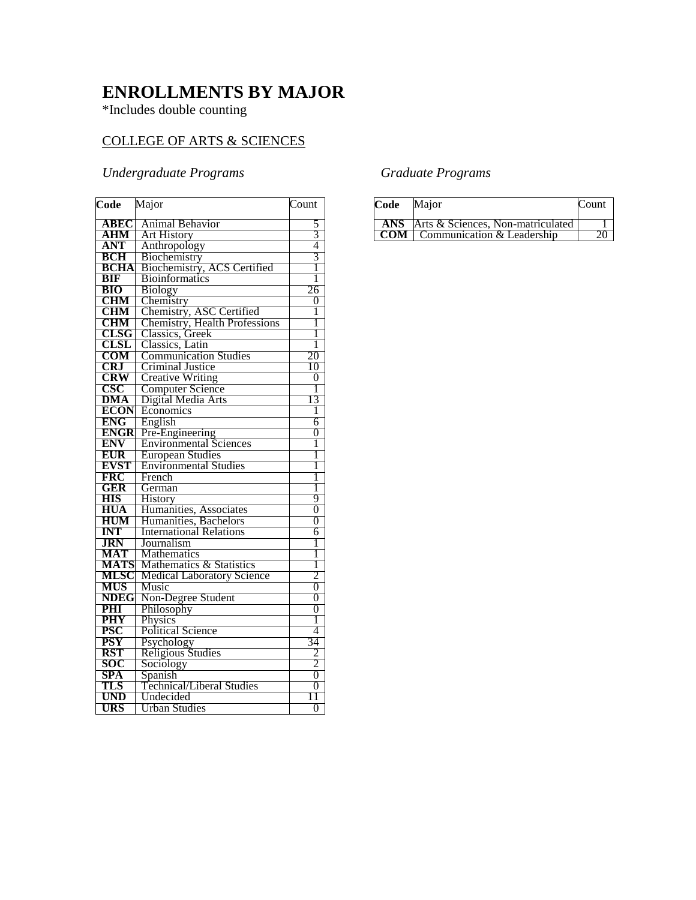# ENROLLMENTS BY MAJOR

*Includes double counting

COLLEGE OF ARTS & SCIENCES

### *Undergraduate Programs*

| Code | Major | Count |
|---|---|---|
| **ABEC** | Animal Behavior | 5 |
| **AHM** | Art History | 3 |
| **ANT** | Anthropology | 4 |
| **BCH** | Biochemistry | 3 |
| **BCHA** | Biochemistry, ACS Certified | 1 |
| **BIF** | Bioinformatics | 1 |
| **BIO** | Biology | 26 |
| **CHM** | Chemistry | 0 |
| **CHM** | Chemistry, ASC Certified | 1 |
| **CHM** | Chemistry, Health Professions | 1 |
| **CLSG** | Classics, Greek | 1 |
| **CLSL** | Classics, Latin | 1 |
| **COM** | Communication Studies | 20 |
| **CRJ** | Criminal Justice | 10 |
| **CRW** | Creative Writing | 0 |
| **CSC** | Computer Science | 1 |
| **DMA** | Digital Media Arts | 13 |
| **ECON** | Economics | 1 |
| **ENG** | English | 6 |
| **ENGR** | Pre-Engineering | 0 |
| **ENV** | Environmental Sciences | 1 |
| **EUR** | European Studies | 1 |
| **EVST** | Environmental Studies | 1 |
| **FRC** | French | 1 |
| **GER** | German | 1 |
| **HIS** | History | 9 |
| **HUA** | Humanities, Associates | 0 |
| **HUM** | Humanities, Bachelors | 0 |
| **INT** | International Relations | 6 |
| **JRN** | Journalism | 1 |
| **MAT** | Mathematics | 1 |
| **MATS** | Mathematics & Statistics | 1 |
| **MLSC** | Medical Laboratory Science | 2 |
| **MUS** | Music | 0 |
| **NDEG** | Non-Degree Student | 0 |
| **PHI** | Philosophy | 0 |
| **PHY** | Physics | 1 |
| **PSC** | Political Science | 4 |
| **PSY** | Psychology | 34 |
| **RST** | Religious Studies | 2 |
| **SOC** | Sociology | 2 |
| **SPA** | Spanish | 0 |
| **TLS** | Technical/Liberal Studies | 0 |
| **UND** | Undecided | 11 |
| **URS** | Urban Studies | 0 |

### *Graduate Programs*

| Code | Major | Count |
|---|---|---|
| **ANS** | Arts & Sciences, Non-matriculated | 1 |
| **COM** | Communication & Leadership | 20 |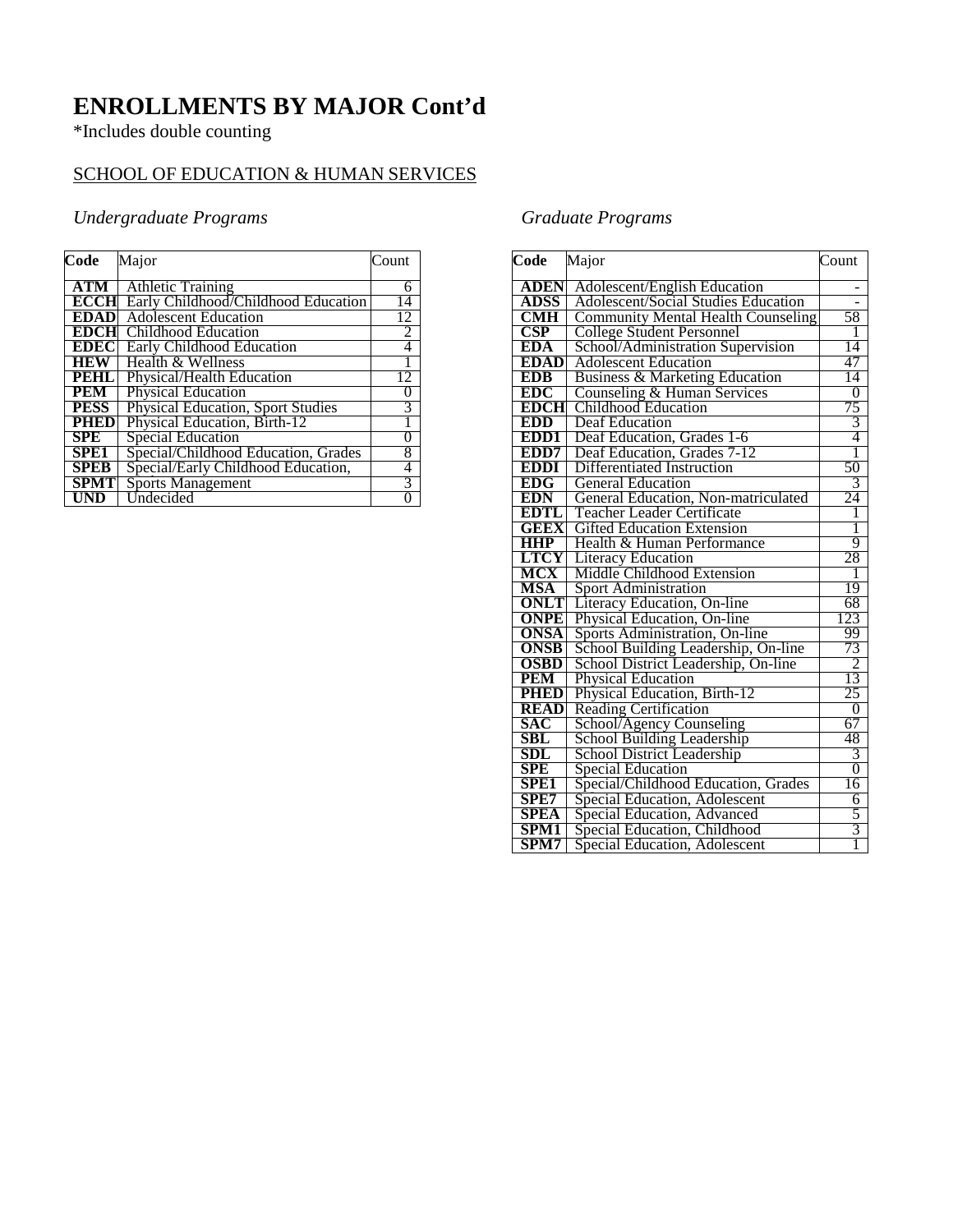# ENROLLMENTS BY MAJOR Cont'd

*Includes double counting

SCHOOL OF EDUCATION & HUMAN SERVICES

*Undergraduate Programs*

| Code | Major | Count |
|---|---|---|
| **ATM** | Athletic Training | 6 |
| **ECCH** | Early Childhood/Childhood Education | 14 |
| **EDAD** | Adolescent Education | 12 |
| **EDCH** | Childhood Education | 2 |
| **EDEC** | Early Childhood Education | 4 |
| **HEW** | Health & Wellness | 1 |
| **PEHL** | Physical/Health Education | 12 |
| **PEM** | Physical Education | 0 |
| **PESS** | Physical Education, Sport Studies | 3 |
| **PHED** | Physical Education, Birth-12 | 1 |
| **SPE** | Special Education | 0 |
| **SPE1** | Special/Childhood Education, Grades | 8 |
| **SPEB** | Special/Early Childhood Education, | 4 |
| **SPMT** | Sports Management | 3 |
| **UND** | Undecided | 0 |

*Graduate Programs*

| Code | Major | Count |
|---|---|---|
| **ADEN** | Adolescent/English Education | - |
| **ADSS** | Adolescent/Social Studies Education | - |
| **CMH** | Community Mental Health Counseling | 58 |
| **CSP** | College Student Personnel | 1 |
| **EDA** | School/Administration Supervision | 14 |
| **EDAD** | Adolescent Education | 47 |
| **EDB** | Business & Marketing Education | 14 |
| **EDC** | Counseling & Human Services | 0 |
| **EDCH** | Childhood Education | 75 |
| **EDD** | Deaf Education | 3 |
| **EDD1** | Deaf Education, Grades 1-6 | 4 |
| **EDD7** | Deaf Education, Grades 7-12 | 1 |
| **EDDI** | Differentiated Instruction | 50 |
| **EDG** | General Education | 3 |
| **EDN** | General Education, Non-matriculated | 24 |
| **EDTL** | Teacher Leader Certificate | 1 |
| **GEEX** | Gifted Education Extension | 1 |
| **HHP** | Health & Human Performance | 9 |
| **LTCY** | Literacy Education | 28 |
| **MCX** | Middle Childhood Extension | 1 |
| **MSA** | Sport Administration | 19 |
| **ONLT** | Literacy Education, On-line | 68 |
| **ONPE** | Physical Education, On-line | 123 |
| **ONSA** | Sports Administration, On-line | 99 |
| **ONSB** | School Building Leadership, On-line | 73 |
| **OSBD** | School District Leadership, On-line | 2 |
| **PEM** | Physical Education | 13 |
| **PHED** | Physical Education, Birth-12 | 25 |
| **READ** | Reading Certification | 0 |
| **SAC** | School/Agency Counseling | 67 |
| **SBL** | School Building Leadership | 48 |
| **SDL** | School District Leadership | 3 |
| **SPE** | Special Education | 0 |
| **SPE1** | Special/Childhood Education, Grades | 16 |
| **SPE7** | Special Education, Adolescent | 6 |
| **SPEA** | Special Education, Advanced | 5 |
| **SPM1** | Special Education, Childhood | 3 |
| **SPM7** | Special Education, Adolescent | 1 |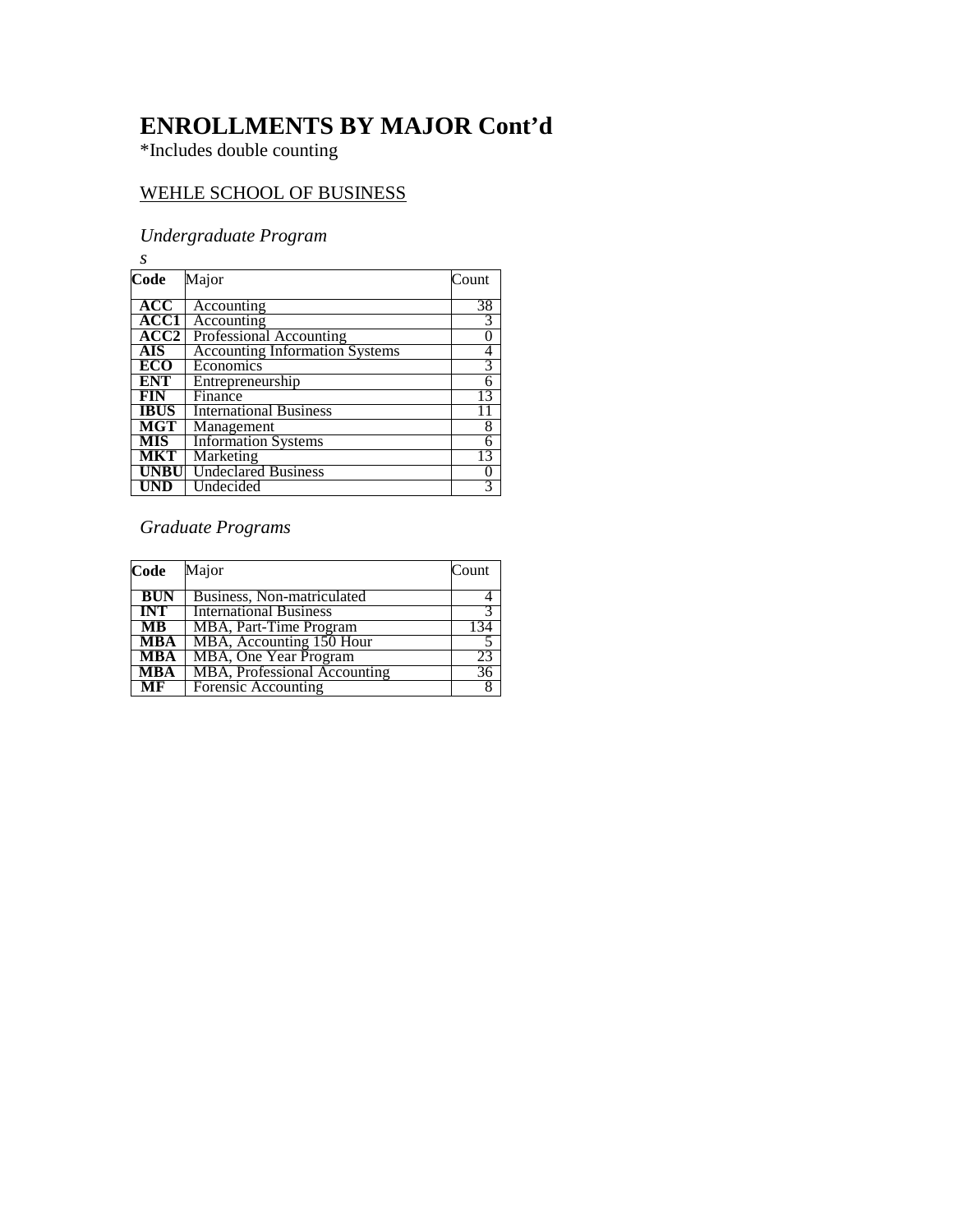# ENROLLMENTS BY MAJOR Cont'd

*Includes double counting

WEHLE SCHOOL OF BUSINESS

*Undergraduate Programs*

| Code | Major | Count |
|---|---|---|
| **ACC** | Accounting | 38 |
| **ACC1** | Accounting | 3 |
| **ACC2** | Professional Accounting | 0 |
| **AIS** | Accounting Information Systems | 4 |
| **ECO** | Economics | 3 |
| **ENT** | Entrepreneurship | 6 |
| **FIN** | Finance | 13 |
| **IBUS** | International Business | 11 |
| **MGT** | Management | 8 |
| **MIS** | Information Systems | 6 |
| **MKT** | Marketing | 13 |
| **UNBU** | Undeclared Business | 0 |
| **UND** | Undecided | 3 |

*Graduate Programs*

| Code | Major | Count |
|---|---|---|
| **BUN** | Business, Non-matriculated | 4 |
| **INT** | International Business | 3 |
| **MB** | MBA, Part-Time Program | 134 |
| **MBA** | MBA, Accounting 150 Hour | 5 |
| **MBA** | MBA, One Year Program | 23 |
| **MBA** | MBA, Professional Accounting | 36 |
| **MF** | Forensic Accounting | 8 |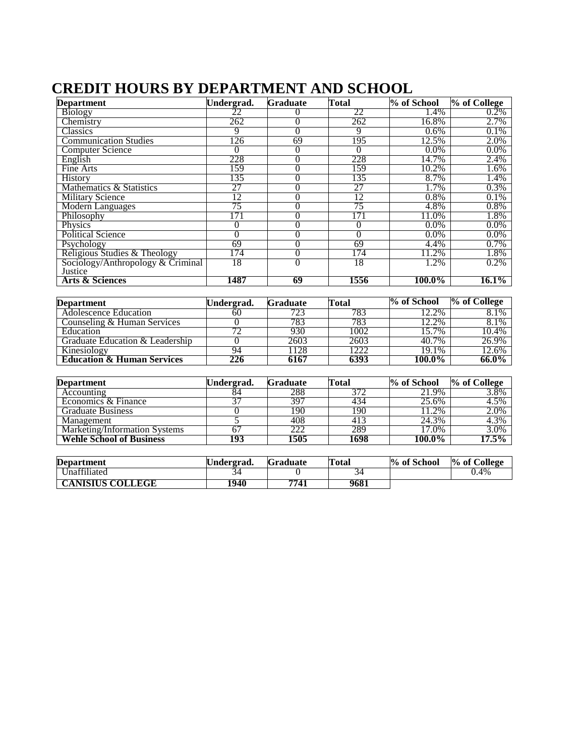# CREDIT HOURS BY DEPARTMENT AND SCHOOL

| Department | Undergrad. | Graduate | Total | % of School | % of College |
|---|---|---|---|---|---|
| Biology | 22 | 0 | 22 | 1.4% | 0.2% |
| Chemistry | 262 | 0 | 262 | 16.8% | 2.7% |
| Classics | 9 | 0 | 9 | 0.6% | 0.1% |
| Communication Studies | 126 | 69 | 195 | 12.5% | 2.0% |
| Computer Science | 0 | 0 | 0 | 0.0% | 0.0% |
| English | 228 | 0 | 228 | 14.7% | 2.4% |
| Fine Arts | 159 | 0 | 159 | 10.2% | 1.6% |
| History | 135 | 0 | 135 | 8.7% | 1.4% |
| Mathematics & Statistics | 27 | 0 | 27 | 1.7% | 0.3% |
| Military Science | 12 | 0 | 12 | 0.8% | 0.1% |
| Modern Languages | 75 | 0 | 75 | 4.8% | 0.8% |
| Philosophy | 171 | 0 | 171 | 11.0% | 1.8% |
| Physics | 0 | 0 | 0 | 0.0% | 0.0% |
| Political Science | 0 | 0 | 0 | 0.0% | 0.0% |
| Psychology | 69 | 0 | 69 | 4.4% | 0.7% |
| Religious Studies & Theology | 174 | 0 | 174 | 11.2% | 1.8% |
| Sociology/Anthropology & Criminal Justice | 18 | 0 | 18 | 1.2% | 0.2% |
| **Arts & Sciences** | **1487** | **69** | **1556** | **100.0%** | **16.1%** |

| Department | Undergrad. | Graduate | Total | % of School | % of College |
|---|---|---|---|---|---|
| Adolescence Education | 60 | 723 | 783 | 12.2% | 8.1% |
| Counseling & Human Services | 0 | 783 | 783 | 12.2% | 8.1% |
| Education | 72 | 930 | 1002 | 15.7% | 10.4% |
| Graduate Education & Leadership | 0 | 2603 | 2603 | 40.7% | 26.9% |
| Kinesiology | 94 | 1128 | 1222 | 19.1% | 12.6% |
| **Education & Human Services** | **226** | **6167** | **6393** | **100.0%** | **66.0%** |

| Department | Undergrad. | Graduate | Total | % of School | % of College |
|---|---|---|---|---|---|
| Accounting | 84 | 288 | 372 | 21.9% | 3.8% |
| Economics & Finance | 37 | 397 | 434 | 25.6% | 4.5% |
| Graduate Business | 0 | 190 | 190 | 11.2% | 2.0% |
| Management | 5 | 408 | 413 | 24.3% | 4.3% |
| Marketing/Information Systems | 67 | 222 | 289 | 17.0% | 3.0% |
| **Wehle School of Business** | **193** | **1505** | **1698** | **100.0%** | **17.5%** |

| Department | Undergrad. | Graduate | Total | % of School | % of College |
|---|---|---|---|---|---|
| Unaffiliated | 34 | 0 | 34 | | 0.4% |
| **CANISIUS COLLEGE** | **1940** | **7741** | **9681** | | |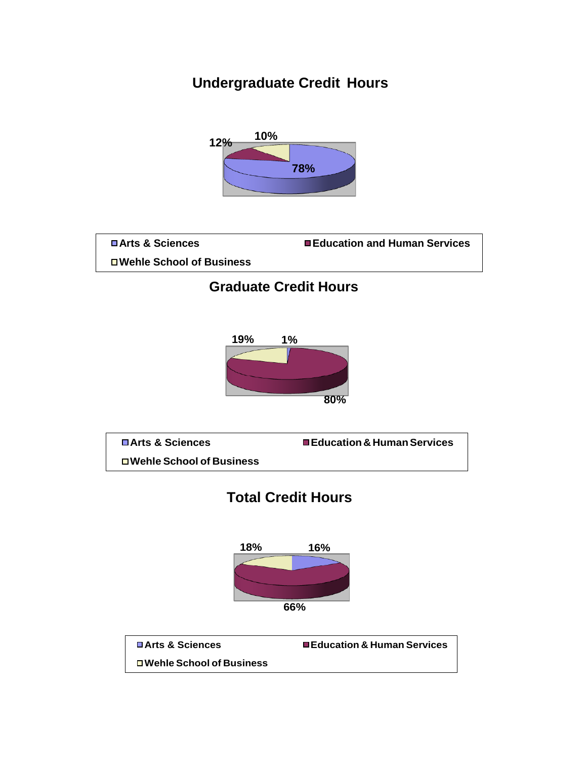## Undergraduate Credit Hours

12%

10%

78%

Arts & Sciences

Education and Human Services

Wehle School of Business

## Graduate Credit Hours

19%

1%

80%

Arts & Sciences

Education & Human Services

Wehle School of Business

## Total Credit Hours

18%

16%

66%

Arts & Sciences

Education & Human Services

Wehle School of Business